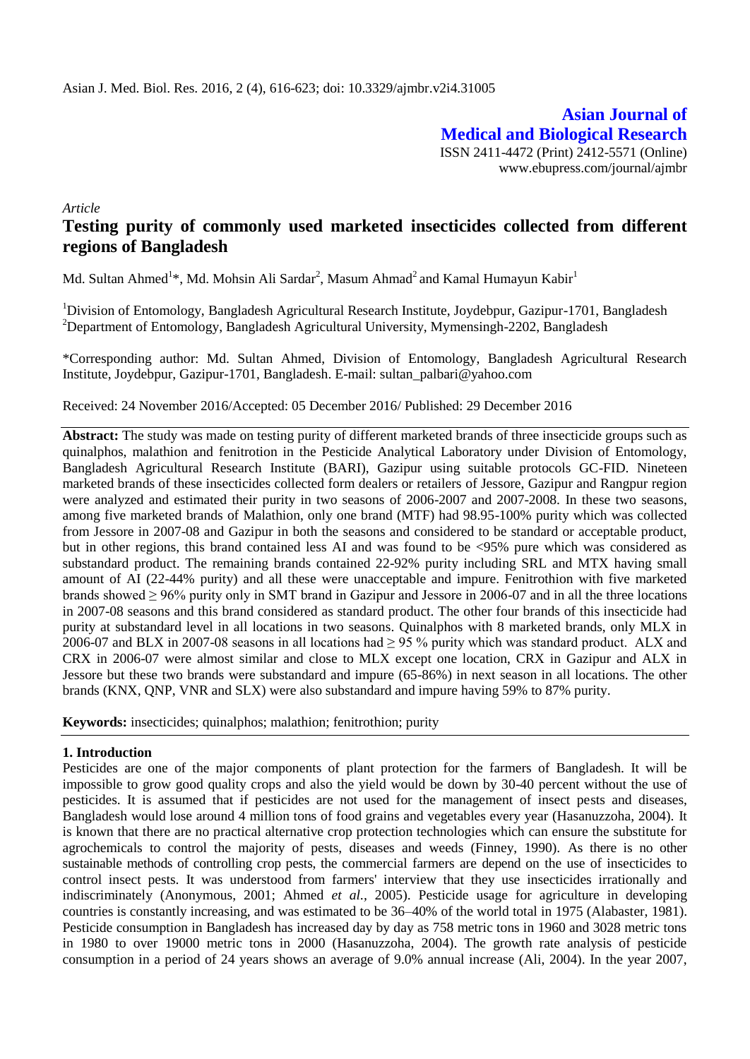# Asian Journal of Medical and Biological Research

ISSN 2411-4472 (Print) 2412-5571 (Online)
www.ebupress.com/journal/ajmbr

*Article*

# Testing purity of commonly used marketed insecticides collected from different regions of Bangladesh

Md. Sultan Ahmed[1]*, Md. Mohsin Ali Sardar[2], Masum Ahmad[2] and Kamal Humayun Kabir[1]

[1]Division of Entomology, Bangladesh Agricultural Research Institute, Joydebpur, Gazipur-1701, Bangladesh
[2]Department of Entomology, Bangladesh Agricultural University, Mymensingh-2202, Bangladesh

*Corresponding author: Md. Sultan Ahmed, Division of Entomology, Bangladesh Agricultural Research Institute, Joydebpur, Gazipur-1701, Bangladesh. E-mail: sultan_palbari@yahoo.com

Received: 24 November 2016/Accepted: 05 December 2016/ Published: 29 December 2016

**Abstract:** The study was made on testing purity of different marketed brands of three insecticide groups such as quinalphos, malathion and fenitrotion in the Pesticide Analytical Laboratory under Division of Entomology, Bangladesh Agricultural Research Institute (BARI), Gazipur using suitable protocols GC-FID. Nineteen marketed brands of these insecticides collected form dealers or retailers of Jessore, Gazipur and Rangpur region were analyzed and estimated their purity in two seasons of 2006-2007 and 2007-2008. In these two seasons, among five marketed brands of Malathion, only one brand (MTF) had 98.95-100% purity which was collected from Jessore in 2007-08 and Gazipur in both the seasons and considered to be standard or acceptable product, but in other regions, this brand contained less AI and was found to be <95% pure which was considered as substandard product. The remaining brands contained 22-92% purity including SRL and MTX having small amount of AI (22-44% purity) and all these were unacceptable and impure. Fenitrothion with five marketed brands showed ≥ 96% purity only in SMT brand in Gazipur and Jessore in 2006-07 and in all the three locations in 2007-08 seasons and this brand considered as standard product. The other four brands of this insecticide had purity at substandard level in all locations in two seasons. Quinalphos with 8 marketed brands, only MLX in 2006-07 and BLX in 2007-08 seasons in all locations had ≥ 95 % purity which was standard product. ALX and CRX in 2006-07 were almost similar and close to MLX except one location, CRX in Gazipur and ALX in Jessore but these two brands were substandard and impure (65-86%) in next season in all locations. The other brands (KNX, QNP, VNR and SLX) were also substandard and impure having 59% to 87% purity.

**Keywords:** insecticides; quinalphos; malathion; fenitrothion; purity

## 1. Introduction

Pesticides are one of the major components of plant protection for the farmers of Bangladesh. It will be impossible to grow good quality crops and also the yield would be down by 30-40 percent without the use of pesticides. It is assumed that if pesticides are not used for the management of insect pests and diseases, Bangladesh would lose around 4 million tons of food grains and vegetables every year (Hasanuzzoha, 2004). It is known that there are no practical alternative crop protection technologies which can ensure the substitute for agrochemicals to control the majority of pests, diseases and weeds (Finney, 1990). As there is no other sustainable methods of controlling crop pests, the commercial farmers are depend on the use of insecticides to control insect pests. It was understood from farmers' interview that they use insecticides irrationally and indiscriminately (Anonymous, 2001; Ahmed *et al.*, 2005). Pesticide usage for agriculture in developing countries is constantly increasing, and was estimated to be 36–40% of the world total in 1975 (Alabaster, 1981). Pesticide consumption in Bangladesh has increased day by day as 758 metric tons in 1960 and 3028 metric tons in 1980 to over 19000 metric tons in 2000 (Hasanuzzoha, 2004). The growth rate analysis of pesticide consumption in a period of 24 years shows an average of 9.0% annual increase (Ali, 2004). In the year 2007,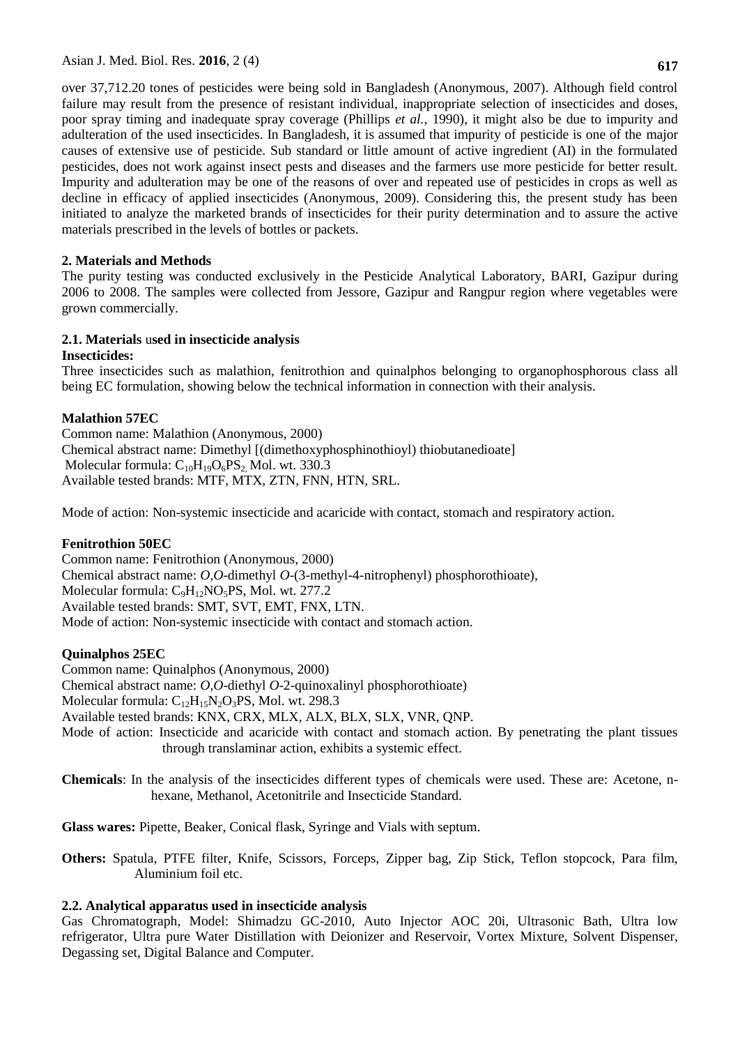over 37,712.20 tones of pesticides were being sold in Bangladesh (Anonymous, 2007). Although field control failure may result from the presence of resistant individual, inappropriate selection of insecticides and doses, poor spray timing and inadequate spray coverage (Phillips *et al.*, 1990), it might also be due to impurity and adulteration of the used insecticides. In Bangladesh, it is assumed that impurity of pesticide is one of the major causes of extensive use of pesticide. Sub standard or little amount of active ingredient (AI) in the formulated pesticides, does not work against insect pests and diseases and the farmers use more pesticide for better result. Impurity and adulteration may be one of the reasons of over and repeated use of pesticides in crops as well as decline in efficacy of applied insecticides (Anonymous, 2009). Considering this, the present study has been initiated to analyze the marketed brands of insecticides for their purity determination and to assure the active materials prescribed in the levels of bottles or packets.

## 2. Materials and Methods

The purity testing was conducted exclusively in the Pesticide Analytical Laboratory, BARI, Gazipur during 2006 to 2008. The samples were collected from Jessore, Gazipur and Rangpur region where vegetables were grown commercially.

### 2.1. Materials used in insecticide analysis

**Insecticides:**

Three insecticides such as malathion, fenitrothion and quinalphos belonging to organophosphorous class all being EC formulation, showing below the technical information in connection with their analysis.

**Malathion 57EC**

Common name: Malathion (Anonymous, 2000)
Chemical abstract name: Dimethyl [(dimethoxyphosphinothioyl) thiobutanedioate]
Molecular formula: $C_{10}H_{19}O_6PS_2$, Mol. wt. 330.3
Available tested brands: MTF, MTX, ZTN, FNN, HTN, SRL.

Mode of action: Non-systemic insecticide and acaricide with contact, stomach and respiratory action.

**Fenitrothion 50EC**

Common name: Fenitrothion (Anonymous, 2000)
Chemical abstract name: *O,O*-dimethyl *O*-(3-methyl-4-nitrophenyl) phosphorothioate),
Molecular formula: $C_9H_{12}NO_5PS$, Mol. wt. 277.2
Available tested brands: SMT, SVT, EMT, FNX, LTN.
Mode of action: Non-systemic insecticide with contact and stomach action.

**Quinalphos 25EC**

Common name: Quinalphos (Anonymous, 2000)
Chemical abstract name: *O,O*-diethyl *O*-2-quinoxalinyl phosphorothioate)
Molecular formula: $C_{12}H_{15}N_2O_3PS$, Mol. wt. 298.3
Available tested brands: KNX, CRX, MLX, ALX, BLX, SLX, VNR, QNP.
Mode of action: Insecticide and acaricide with contact and stomach action. By penetrating the plant tissues through translaminar action, exhibits a systemic effect.

**Chemicals**: In the analysis of the insecticides different types of chemicals were used. These are: Acetone, n-hexane, Methanol, Acetonitrile and Insecticide Standard.

**Glass wares:** Pipette, Beaker, Conical flask, Syringe and Vials with septum.

**Others:** Spatula, PTFE filter, Knife, Scissors, Forceps, Zipper bag, Zip Stick, Teflon stopcock, Para film, Aluminium foil etc.

### 2.2. Analytical apparatus used in insecticide analysis

Gas Chromatograph, Model: Shimadzu GC-2010, Auto Injector AOC 20i, Ultrasonic Bath, Ultra low refrigerator, Ultra pure Water Distillation with Deionizer and Reservoir, Vortex Mixture, Solvent Dispenser, Degassing set, Digital Balance and Computer.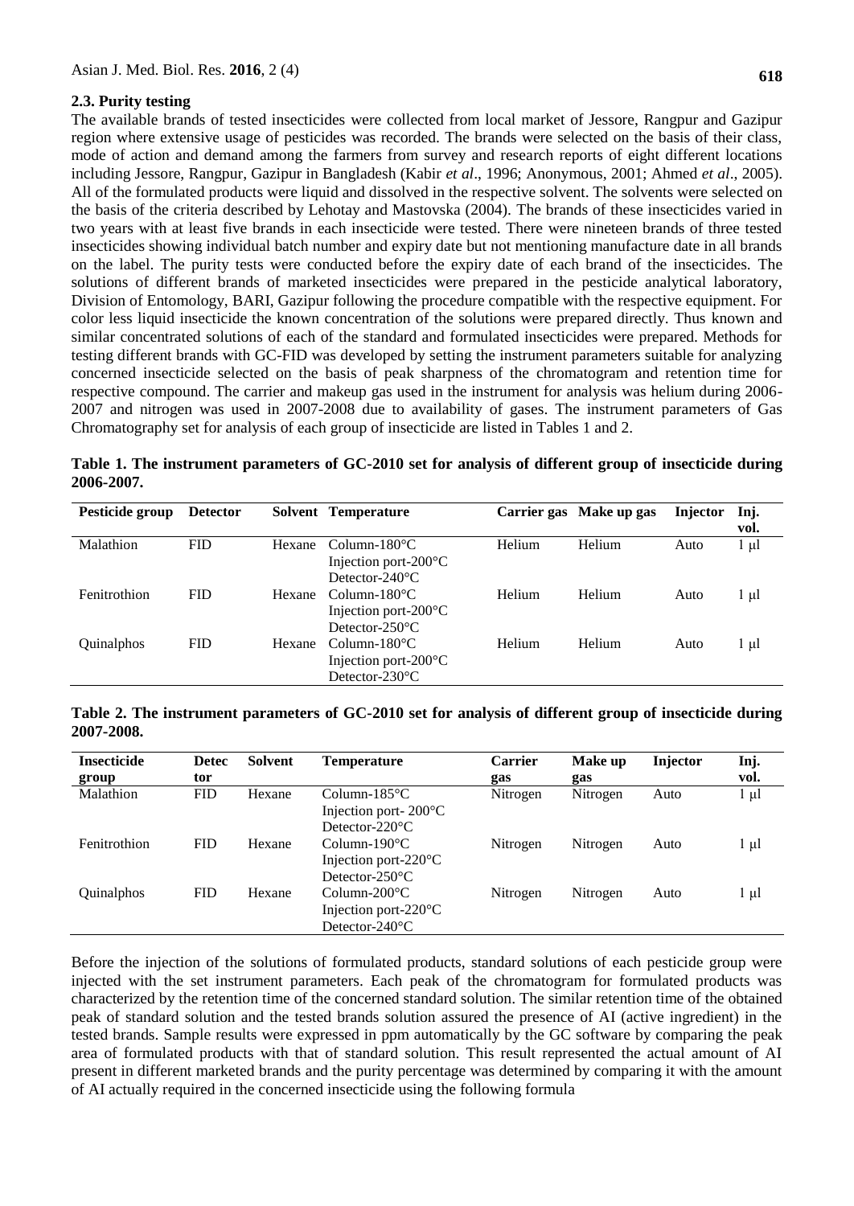### 2.3. Purity testing

The available brands of tested insecticides were collected from local market of Jessore, Rangpur and Gazipur region where extensive usage of pesticides was recorded. The brands were selected on the basis of their class, mode of action and demand among the farmers from survey and research reports of eight different locations including Jessore, Rangpur, Gazipur in Bangladesh (Kabir *et al*., 1996; Anonymous, 2001; Ahmed *et al*., 2005). All of the formulated products were liquid and dissolved in the respective solvent. The solvents were selected on the basis of the criteria described by Lehotay and Mastovska (2004). The brands of these insecticides varied in two years with at least five brands in each insecticide were tested. There were nineteen brands of three tested insecticides showing individual batch number and expiry date but not mentioning manufacture date in all brands on the label. The purity tests were conducted before the expiry date of each brand of the insecticides. The solutions of different brands of marketed insecticides were prepared in the pesticide analytical laboratory, Division of Entomology, BARI, Gazipur following the procedure compatible with the respective equipment. For color less liquid insecticide the known concentration of the solutions were prepared directly. Thus known and similar concentrated solutions of each of the standard and formulated insecticides were prepared. Methods for testing different brands with GC-FID was developed by setting the instrument parameters suitable for analyzing concerned insecticide selected on the basis of peak sharpness of the chromatogram and retention time for respective compound. The carrier and makeup gas used in the instrument for analysis was helium during 2006-2007 and nitrogen was used in 2007-2008 due to availability of gases. The instrument parameters of Gas Chromatography set for analysis of each group of insecticide are listed in Tables 1 and 2.

**Table 1. The instrument parameters of GC-2010 set for analysis of different group of insecticide during 2006-2007.**

| Pesticide group | Detector | Solvent | Temperature | Carrier gas | Make up gas | Injector | Inj. vol. |
|---|---|---|---|---|---|---|---|
| Malathion | FID | Hexane | Column-180°C<br>Injection port-200°C<br>Detector-240°C | Helium | Helium | Auto | 1 µl |
| Fenitrothion | FID | Hexane | Column-180°C<br>Injection port-200°C<br>Detector-250°C | Helium | Helium | Auto | 1 µl |
| Quinalphos | FID | Hexane | Column-180°C<br>Injection port-200°C<br>Detector-230°C | Helium | Helium | Auto | 1 µl |

**Table 2. The instrument parameters of GC-2010 set for analysis of different group of insecticide during 2007-2008.**

| Insecticide group | Detector | Solvent | Temperature | Carrier gas | Make up gas | Injector | Inj. vol. |
|---|---|---|---|---|---|---|---|
| Malathion | FID | Hexane | Column-185°C<br>Injection port- 200°C<br>Detector-220°C | Nitrogen | Nitrogen | Auto | 1 µl |
| Fenitrothion | FID | Hexane | Column-190°C<br>Injection port-220°C<br>Detector-250°C | Nitrogen | Nitrogen | Auto | 1 µl |
| Quinalphos | FID | Hexane | Column-200°C<br>Injection port-220°C<br>Detector-240°C | Nitrogen | Nitrogen | Auto | 1 µl |

Before the injection of the solutions of formulated products, standard solutions of each pesticide group were injected with the set instrument parameters. Each peak of the chromatogram for formulated products was characterized by the retention time of the concerned standard solution. The similar retention time of the obtained peak of standard solution and the tested brands solution assured the presence of AI (active ingredient) in the tested brands. Sample results were expressed in ppm automatically by the GC software by comparing the peak area of formulated products with that of standard solution. This result represented the actual amount of AI present in different marketed brands and the purity percentage was determined by comparing it with the amount of AI actually required in the concerned insecticide using the following formula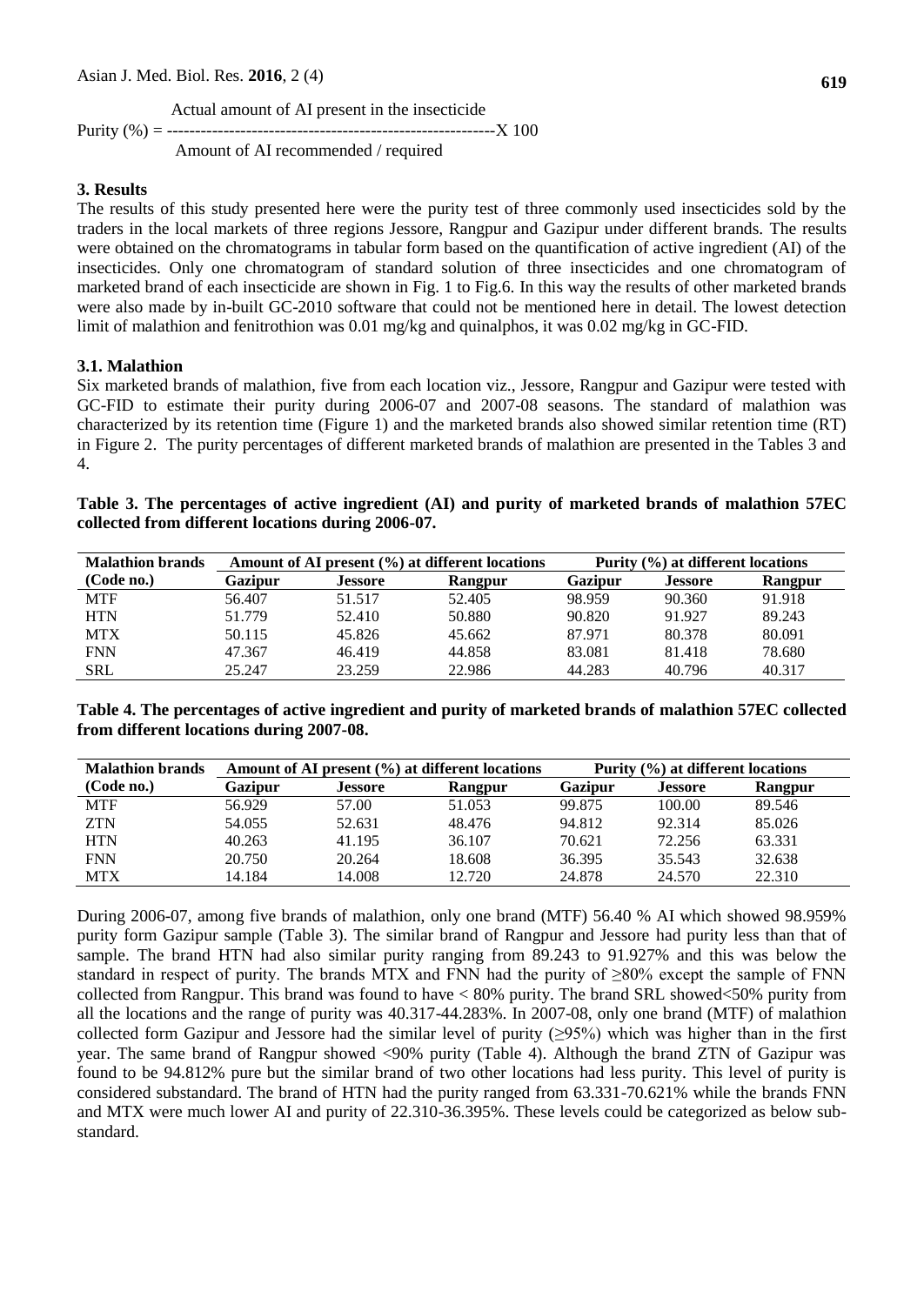$$\text{Purity (\%)} = \frac{\text{Actual amount of AI present in the insecticide}}{\text{Amount of AI recommended / required}} \times 100$$

## 3. Results

The results of this study presented here were the purity test of three commonly used insecticides sold by the traders in the local markets of three regions Jessore, Rangpur and Gazipur under different brands. The results were obtained on the chromatograms in tabular form based on the quantification of active ingredient (AI) of the insecticides. Only one chromatogram of standard solution of three insecticides and one chromatogram of marketed brand of each insecticide are shown in Fig. 1 to Fig.6. In this way the results of other marketed brands were also made by in-built GC-2010 software that could not be mentioned here in detail. The lowest detection limit of malathion and fenitrothion was 0.01 mg/kg and quinalphos, it was 0.02 mg/kg in GC-FID.

### 3.1. Malathion

Six marketed brands of malathion, five from each location viz., Jessore, Rangpur and Gazipur were tested with GC-FID to estimate their purity during 2006-07 and 2007-08 seasons. The standard of malathion was characterized by its retention time (Figure 1) and the marketed brands also showed similar retention time (RT) in Figure 2. The purity percentages of different marketed brands of malathion are presented in the Tables 3 and 4.

**Table 3. The percentages of active ingredient (AI) and purity of marketed brands of malathion 57EC collected from different locations during 2006-07.**

| Malathion brands (Code no.) | Amount of AI present (%) at different locations | | | Purity (%) at different locations | | |
|---|---|---|---|---|---|---|
| | Gazipur | Jessore | Rangpur | Gazipur | Jessore | Rangpur |
| MTF | 56.407 | 51.517 | 52.405 | 98.959 | 90.360 | 91.918 |
| HTN | 51.779 | 52.410 | 50.880 | 90.820 | 91.927 | 89.243 |
| MTX | 50.115 | 45.826 | 45.662 | 87.971 | 80.378 | 80.091 |
| FNN | 47.367 | 46.419 | 44.858 | 83.081 | 81.418 | 78.680 |
| SRL | 25.247 | 23.259 | 22.986 | 44.283 | 40.796 | 40.317 |

**Table 4. The percentages of active ingredient and purity of marketed brands of malathion 57EC collected from different locations during 2007-08.**

| Malathion brands (Code no.) | Amount of AI present (%) at different locations | | | Purity (%) at different locations | | |
|---|---|---|---|---|---|---|
| | Gazipur | Jessore | Rangpur | Gazipur | Jessore | Rangpur |
| MTF | 56.929 | 57.00 | 51.053 | 99.875 | 100.00 | 89.546 |
| ZTN | 54.055 | 52.631 | 48.476 | 94.812 | 92.314 | 85.026 |
| HTN | 40.263 | 41.195 | 36.107 | 70.621 | 72.256 | 63.331 |
| FNN | 20.750 | 20.264 | 18.608 | 36.395 | 35.543 | 32.638 |
| MTX | 14.184 | 14.008 | 12.720 | 24.878 | 24.570 | 22.310 |

During 2006-07, among five brands of malathion, only one brand (MTF) 56.40 % AI which showed 98.959% purity form Gazipur sample (Table 3). The similar brand of Rangpur and Jessore had purity less than that of sample. The brand HTN had also similar purity ranging from 89.243 to 91.927% and this was below the standard in respect of purity. The brands MTX and FNN had the purity of ≥80% except the sample of FNN collected from Rangpur. This brand was found to have < 80% purity. The brand SRL showed<50% purity from all the locations and the range of purity was 40.317-44.283%. In 2007-08, only one brand (MTF) of malathion collected form Gazipur and Jessore had the similar level of purity (≥95%) which was higher than in the first year. The same brand of Rangpur showed <90% purity (Table 4). Although the brand ZTN of Gazipur was found to be 94.812% pure but the similar brand of two other locations had less purity. This level of purity is considered substandard. The brand of HTN had the purity ranged from 63.331-70.621% while the brands FNN and MTX were much lower AI and purity of 22.310-36.395%. These levels could be categorized as below sub-standard.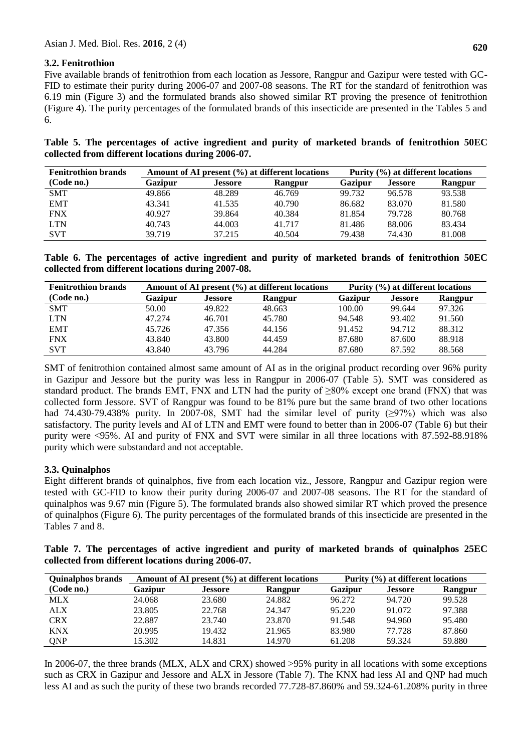### 3.2. Fenitrothion

Five available brands of fenitrothion from each location as Jessore, Rangpur and Gazipur were tested with GC-FID to estimate their purity during 2006-07 and 2007-08 seasons. The RT for the standard of fenitrothion was 6.19 min (Figure 3) and the formulated brands also showed similar RT proving the presence of fenitrothion (Figure 4). The purity percentages of the formulated brands of this insecticide are presented in the Tables 5 and 6.

**Table 5. The percentages of active ingredient and purity of marketed brands of fenitrothion 50EC collected from different locations during 2006-07.**

| Fenitrothion brands | Amount of AI present (%) at different locations | | | Purity (%) at different locations | | |
|---|---|---|---|---|---|---|
| (Code no.) | Gazipur | Jessore | Rangpur | Gazipur | Jessore | Rangpur |
| SMT | 49.866 | 48.289 | 46.769 | 99.732 | 96.578 | 93.538 |
| EMT | 43.341 | 41.535 | 40.790 | 86.682 | 83.070 | 81.580 |
| FNX | 40.927 | 39.864 | 40.384 | 81.854 | 79.728 | 80.768 |
| LTN | 40.743 | 44.003 | 41.717 | 81.486 | 88.006 | 83.434 |
| SVT | 39.719 | 37.215 | 40.504 | 79.438 | 74.430 | 81.008 |

**Table 6. The percentages of active ingredient and purity of marketed brands of fenitrothion 50EC collected from different locations during 2007-08.**

| Fenitrothion brands | Amount of AI present (%) at different locations | | | Purity (%) at different locations | | |
|---|---|---|---|---|---|---|
| (Code no.) | Gazipur | Jessore | Rangpur | Gazipur | Jessore | Rangpur |
| SMT | 50.00 | 49.822 | 48.663 | 100.00 | 99.644 | 97.326 |
| LTN | 47.274 | 46.701 | 45.780 | 94.548 | 93.402 | 91.560 |
| EMT | 45.726 | 47.356 | 44.156 | 91.452 | 94.712 | 88.312 |
| FNX | 43.840 | 43.800 | 44.459 | 87.680 | 87.600 | 88.918 |
| SVT | 43.840 | 43.796 | 44.284 | 87.680 | 87.592 | 88.568 |

SMT of fenitrothion contained almost same amount of AI as in the original product recording over 96% purity in Gazipur and Jessore but the purity was less in Rangpur in 2006-07 (Table 5). SMT was considered as standard product. The brands EMT, FNX and LTN had the purity of ≥80% except one brand (FNX) that was collected form Jessore. SVT of Rangpur was found to be 81% pure but the same brand of two other locations had 74.430-79.438% purity. In 2007-08, SMT had the similar level of purity (≥97%) which was also satisfactory. The purity levels and AI of LTN and EMT were found to better than in 2006-07 (Table 6) but their purity were <95%. AI and purity of FNX and SVT were similar in all three locations with 87.592-88.918% purity which were substandard and not acceptable.

### 3.3. Quinalphos

Eight different brands of quinalphos, five from each location viz., Jessore, Rangpur and Gazipur region were tested with GC-FID to know their purity during 2006-07 and 2007-08 seasons. The RT for the standard of quinalphos was 9.67 min (Figure 5). The formulated brands also showed similar RT which proved the presence of quinalphos (Figure 6). The purity percentages of the formulated brands of this insecticide are presented in the Tables 7 and 8.

**Table 7. The percentages of active ingredient and purity of marketed brands of quinalphos 25EC collected from different locations during 2006-07.**

| Quinalphos brands | Amount of AI present (%) at different locations | | | Purity (%) at different locations | | |
|---|---|---|---|---|---|---|
| (Code no.) | Gazipur | Jessore | Rangpur | Gazipur | Jessore | Rangpur |
| MLX | 24.068 | 23.680 | 24.882 | 96.272 | 94.720 | 99.528 |
| ALX | 23.805 | 22.768 | 24.347 | 95.220 | 91.072 | 97.388 |
| CRX | 22.887 | 23.740 | 23.870 | 91.548 | 94.960 | 95.480 |
| KNX | 20.995 | 19.432 | 21.965 | 83.980 | 77.728 | 87.860 |
| QNP | 15.302 | 14.831 | 14.970 | 61.208 | 59.324 | 59.880 |

In 2006-07, the three brands (MLX, ALX and CRX) showed >95% purity in all locations with some exceptions such as CRX in Gazipur and Jessore and ALX in Jessore (Table 7). The KNX had less AI and QNP had much less AI and as such the purity of these two brands recorded 77.728-87.860% and 59.324-61.208% purity in three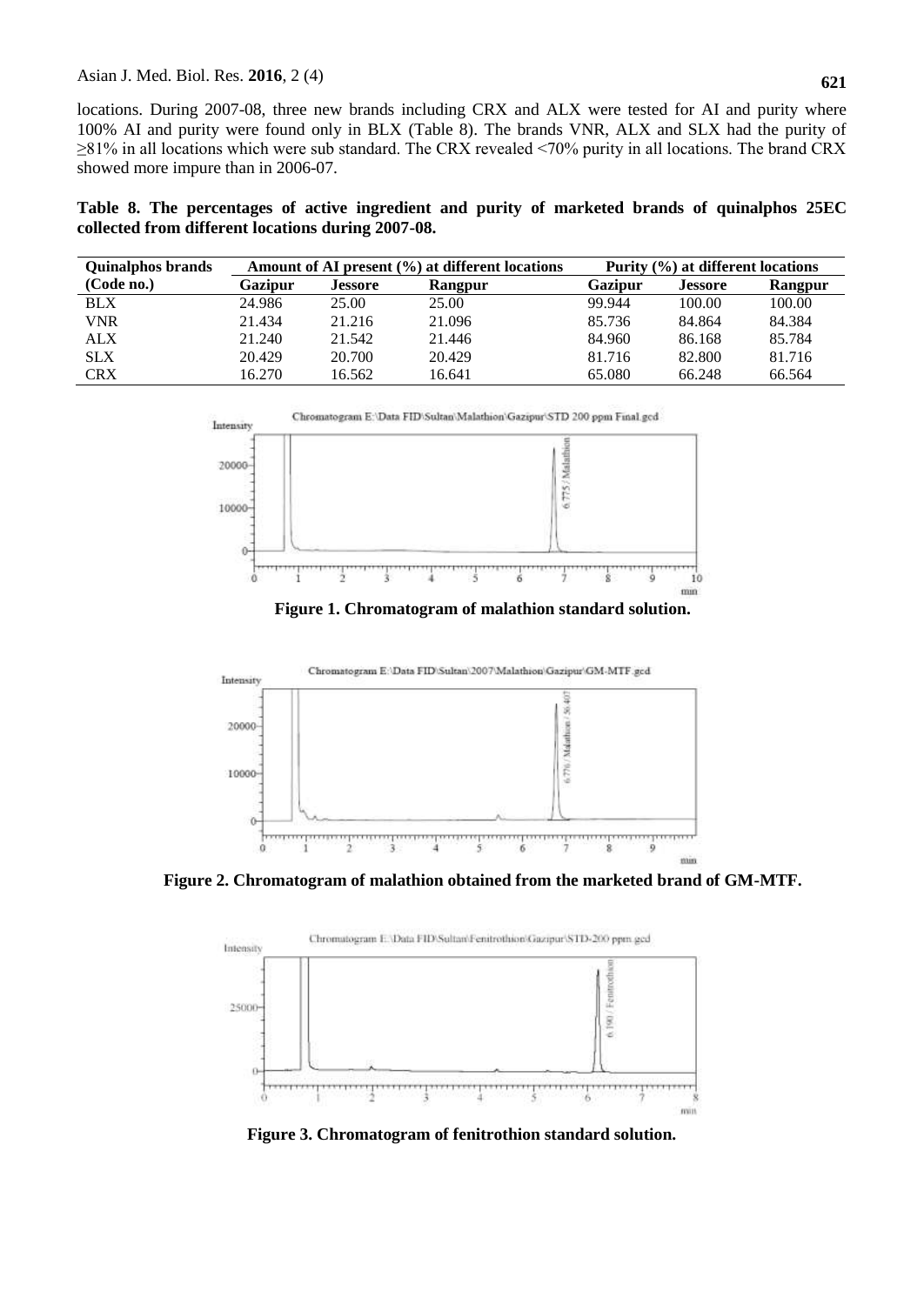locations. During 2007-08, three new brands including CRX and ALX were tested for AI and purity where 100% AI and purity were found only in BLX (Table 8). The brands VNR, ALX and SLX had the purity of ≥81% in all locations which were sub standard. The CRX revealed <70% purity in all locations. The brand CRX showed more impure than in 2006-07.

**Table 8. The percentages of active ingredient and purity of marketed brands of quinalphos 25EC collected from different locations during 2007-08.**

| Quinalphos brands (Code no.) | Amount of AI present (%) at different locations | | | Purity (%) at different locations | | |
|---|---|---|---|---|---|---|
| | Gazipur | Jessore | Rangpur | Gazipur | Jessore | Rangpur |
| BLX | 24.986 | 25.00 | 25.00 | 99.944 | 100.00 | 100.00 |
| VNR | 21.434 | 21.216 | 21.096 | 85.736 | 84.864 | 84.384 |
| ALX | 21.240 | 21.542 | 21.446 | 84.960 | 86.168 | 85.784 |
| SLX | 20.429 | 20.700 | 20.429 | 81.716 | 82.800 | 81.716 |
| CRX | 16.270 | 16.562 | 16.641 | 65.080 | 66.248 | 66.564 |

**Figure 1. Chromatogram of malathion standard solution.**

**Figure 2. Chromatogram of malathion obtained from the marketed brand of GM-MTF.**

**Figure 3. Chromatogram of fenitrothion standard solution.**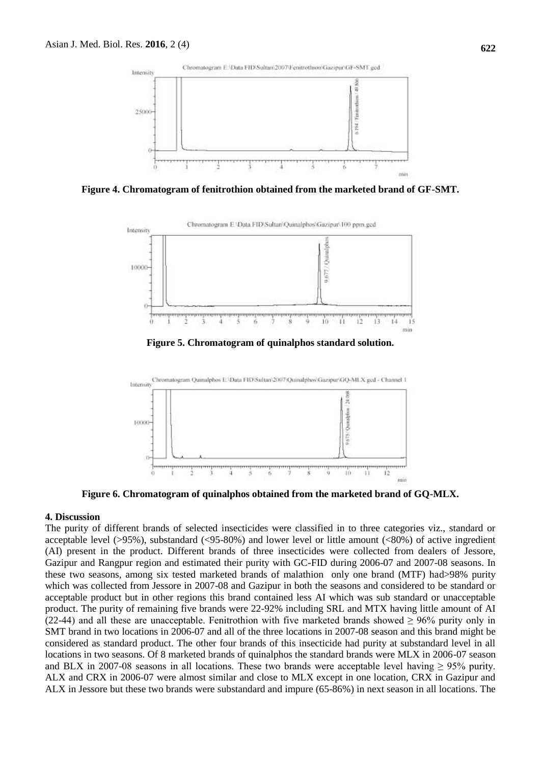**Figure 4. Chromatogram of fenitrothion obtained from the marketed brand of GF-SMT.**

**Figure 5. Chromatogram of quinalphos standard solution.**

**Figure 6. Chromatogram of quinalphos obtained from the marketed brand of GQ-MLX.**

## 4. Discussion

The purity of different brands of selected insecticides were classified in to three categories viz., standard or acceptable level (>95%), substandard (<95-80%) and lower level or little amount (<80%) of active ingredient (AI) present in the product. Different brands of three insecticides were collected from dealers of Jessore, Gazipur and Rangpur region and estimated their purity with GC-FID during 2006-07 and 2007-08 seasons. In these two seasons, among six tested marketed brands of malathion only one brand (MTF) had>98% purity which was collected from Jessore in 2007-08 and Gazipur in both the seasons and considered to be standard or acceptable product but in other regions this brand contained less AI which was sub standard or unacceptable product. The purity of remaining five brands were 22-92% including SRL and MTX having little amount of AI (22-44) and all these are unacceptable. Fenitrothion with five marketed brands showed ≥ 96% purity only in SMT brand in two locations in 2006-07 and all of the three locations in 2007-08 season and this brand might be considered as standard product. The other four brands of this insecticide had purity at substandard level in all locations in two seasons. Of 8 marketed brands of quinalphos the standard brands were MLX in 2006-07 season and BLX in 2007-08 seasons in all locations. These two brands were acceptable level having ≥ 95% purity. ALX and CRX in 2006-07 were almost similar and close to MLX except in one location, CRX in Gazipur and ALX in Jessore but these two brands were substandard and impure (65-86%) in next season in all locations. The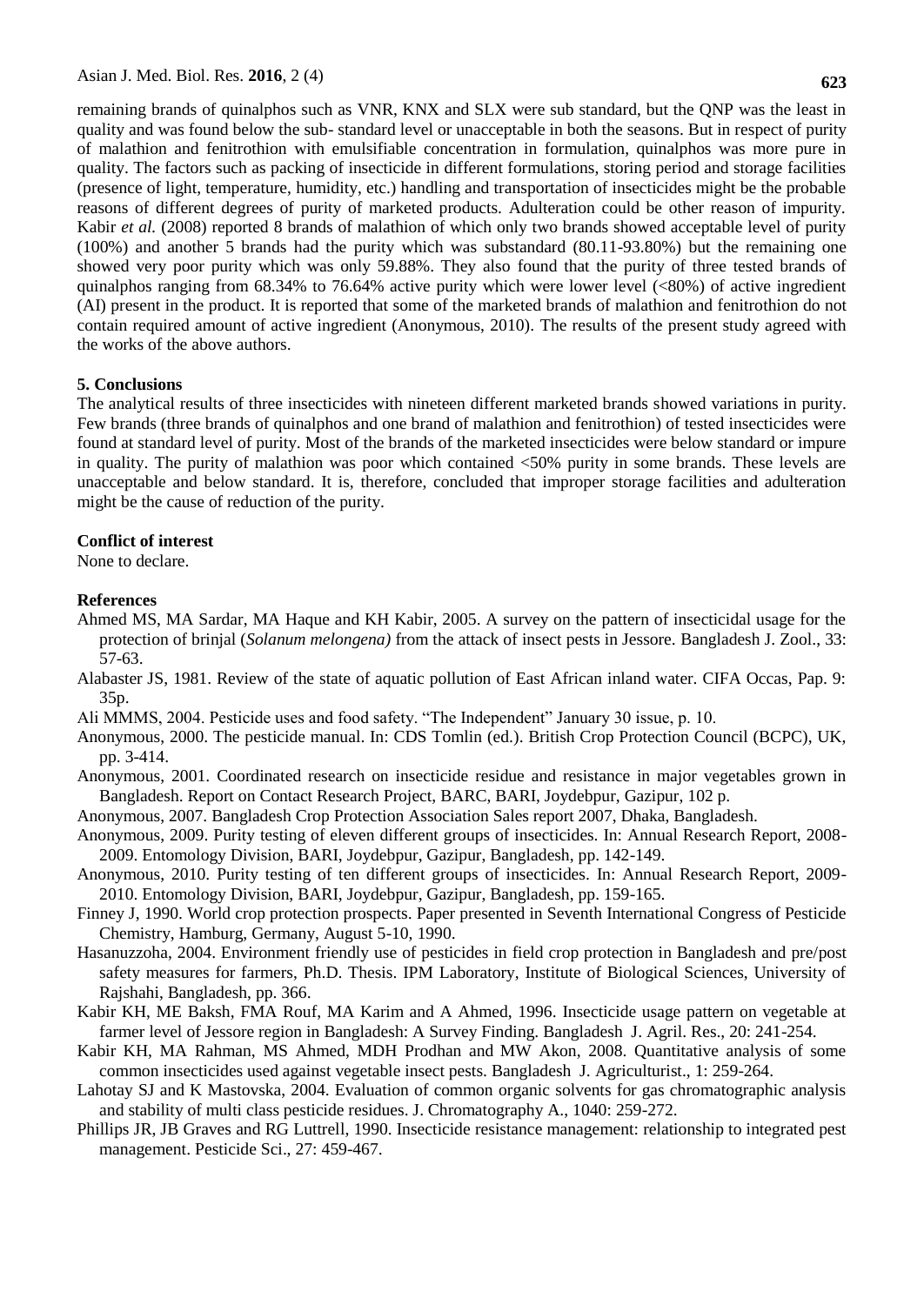remaining brands of quinalphos such as VNR, KNX and SLX were sub standard, but the QNP was the least in quality and was found below the sub- standard level or unacceptable in both the seasons. But in respect of purity of malathion and fenitrothion with emulsifiable concentration in formulation, quinalphos was more pure in quality. The factors such as packing of insecticide in different formulations, storing period and storage facilities (presence of light, temperature, humidity, etc.) handling and transportation of insecticides might be the probable reasons of different degrees of purity of marketed products. Adulteration could be other reason of impurity. Kabir *et al.* (2008) reported 8 brands of malathion of which only two brands showed acceptable level of purity (100%) and another 5 brands had the purity which was substandard (80.11-93.80%) but the remaining one showed very poor purity which was only 59.88%. They also found that the purity of three tested brands of quinalphos ranging from 68.34% to 76.64% active purity which were lower level (<80%) of active ingredient (AI) present in the product. It is reported that some of the marketed brands of malathion and fenitrothion do not contain required amount of active ingredient (Anonymous, 2010). The results of the present study agreed with the works of the above authors.

## 5. Conclusions

The analytical results of three insecticides with nineteen different marketed brands showed variations in purity. Few brands (three brands of quinalphos and one brand of malathion and fenitrothion) of tested insecticides were found at standard level of purity. Most of the brands of the marketed insecticides were below standard or impure in quality. The purity of malathion was poor which contained <50% purity in some brands. These levels are unacceptable and below standard. It is, therefore, concluded that improper storage facilities and adulteration might be the cause of reduction of the purity.

## Conflict of interest

None to declare.

## References

Ahmed MS, MA Sardar, MA Haque and KH Kabir, 2005. A survey on the pattern of insecticidal usage for the protection of brinjal (*Solanum melongena)* from the attack of insect pests in Jessore. Bangladesh J. Zool., 33: 57-63.

Alabaster JS, 1981. Review of the state of aquatic pollution of East African inland water. CIFA Occas, Pap. 9: 35p.

Ali MMMS, 2004. Pesticide uses and food safety. "The Independent" January 30 issue, p. 10.

Anonymous, 2000. The pesticide manual. In: CDS Tomlin (ed.). British Crop Protection Council (BCPC), UK, pp. 3-414.

Anonymous, 2001. Coordinated research on insecticide residue and resistance in major vegetables grown in Bangladesh. Report on Contact Research Project, BARC, BARI, Joydebpur, Gazipur, 102 p.

Anonymous, 2007. Bangladesh Crop Protection Association Sales report 2007, Dhaka, Bangladesh.

Anonymous, 2009. Purity testing of eleven different groups of insecticides. In: Annual Research Report, 2008-2009. Entomology Division, BARI, Joydebpur, Gazipur, Bangladesh, pp. 142-149.

Anonymous, 2010. Purity testing of ten different groups of insecticides. In: Annual Research Report, 2009-2010. Entomology Division, BARI, Joydebpur, Gazipur, Bangladesh, pp. 159-165.

Finney J, 1990. World crop protection prospects. Paper presented in Seventh International Congress of Pesticide Chemistry, Hamburg, Germany, August 5-10, 1990.

Hasanuzzoha, 2004. Environment friendly use of pesticides in field crop protection in Bangladesh and pre/post safety measures for farmers, Ph.D. Thesis. IPM Laboratory, Institute of Biological Sciences, University of Rajshahi, Bangladesh, pp. 366.

Kabir KH, ME Baksh, FMA Rouf, MA Karim and A Ahmed, 1996. Insecticide usage pattern on vegetable at farmer level of Jessore region in Bangladesh: A Survey Finding. Bangladesh J. Agril. Res., 20: 241-254.

Kabir KH, MA Rahman, MS Ahmed, MDH Prodhan and MW Akon, 2008. Quantitative analysis of some common insecticides used against vegetable insect pests. Bangladesh J. Agriculturist., 1: 259-264.

Lahotay SJ and K Mastovska, 2004. Evaluation of common organic solvents for gas chromatographic analysis and stability of multi class pesticide residues. J. Chromatography A., 1040: 259-272.

Phillips JR, JB Graves and RG Luttrell, 1990. Insecticide resistance management: relationship to integrated pest management. Pesticide Sci., 27: 459-467.